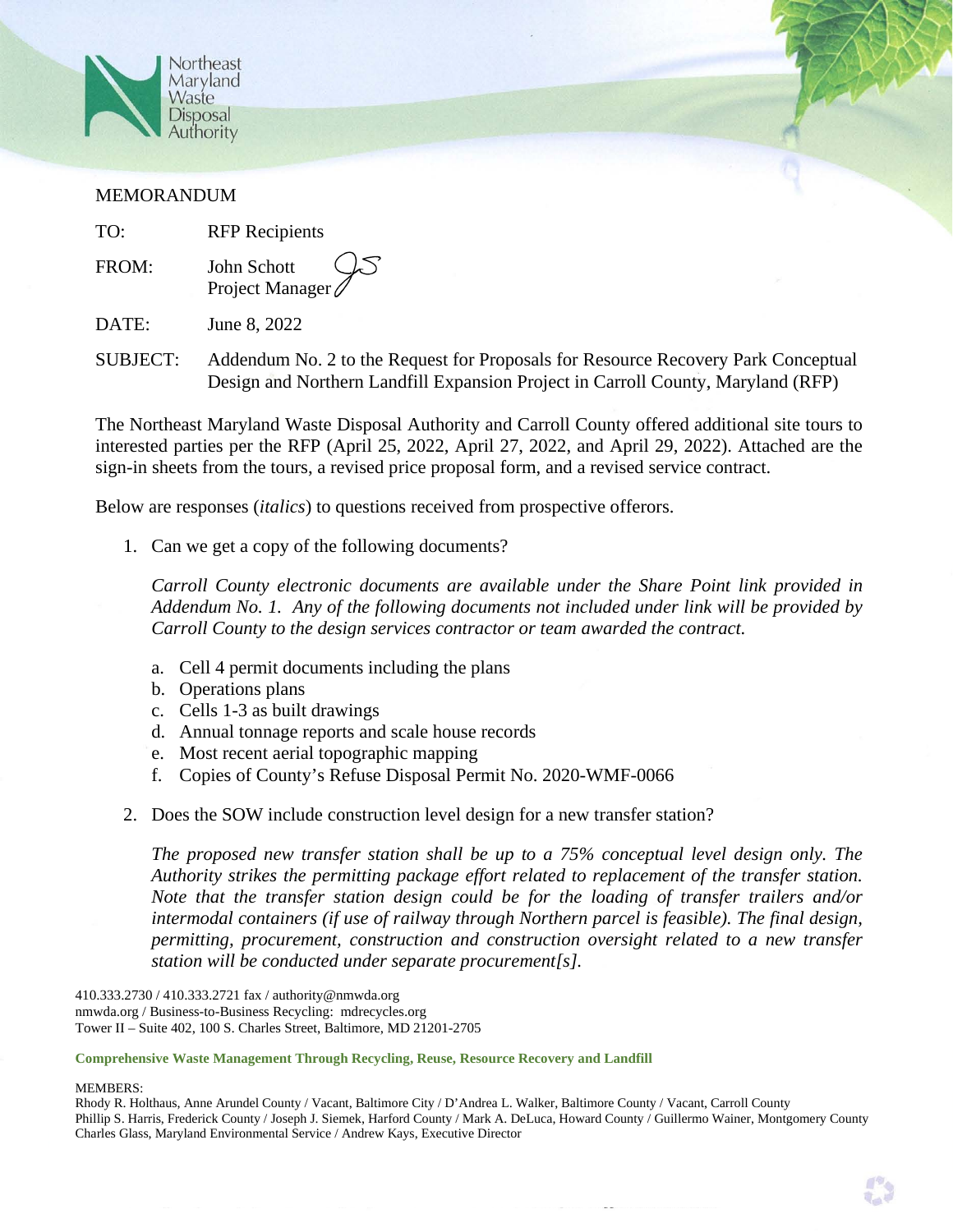Northeast Maryland Waste Disposal Authority

MEMORANDUM

TO: RFP Recipients

FROM: John Schott
Project Manager

DATE: June 8, 2022

SUBJECT: Addendum No. 2 to the Request for Proposals for Resource Recovery Park Conceptual Design and Northern Landfill Expansion Project in Carroll County, Maryland (RFP)

The Northeast Maryland Waste Disposal Authority and Carroll County offered additional site tours to interested parties per the RFP (April 25, 2022, April 27, 2022, and April 29, 2022). Attached are the sign-in sheets from the tours, a revised price proposal form, and a revised service contract.

Below are responses (*italics*) to questions received from prospective offerors.

1. Can we get a copy of the following documents?

   *Carroll County electronic documents are available under the Share Point link provided in Addendum No. 1. Any of the following documents not included under link will be provided by Carroll County to the design services contractor or team awarded the contract.*

   a. Cell 4 permit documents including the plans
   b. Operations plans
   c. Cells 1-3 as built drawings
   d. Annual tonnage reports and scale house records
   e. Most recent aerial topographic mapping
   f. Copies of County's Refuse Disposal Permit No. 2020-WMF-0066

2. Does the SOW include construction level design for a new transfer station?

   *The proposed new transfer station shall be up to a 75% conceptual level design only. The Authority strikes the permitting package effort related to replacement of the transfer station. Note that the transfer station design could be for the loading of transfer trailers and/or intermodal containers (if use of railway through Northern parcel is feasible). The final design, permitting, procurement, construction and construction oversight related to a new transfer station will be conducted under separate procurement[s].*

410.333.2730 / 410.333.2721 fax / authority@nmwda.org
nmwda.org / Business-to-Business Recycling: mdrecycles.org
Tower II – Suite 402, 100 S. Charles Street, Baltimore, MD 21201-2705

**Comprehensive Waste Management Through Recycling, Reuse, Resource Recovery and Landfill**

MEMBERS:
Rhody R. Holthaus, Anne Arundel County / Vacant, Baltimore City / D'Andrea L. Walker, Baltimore County / Vacant, Carroll County
Phillip S. Harris, Frederick County / Joseph J. Siemek, Harford County / Mark A. DeLuca, Howard County / Guillermo Wainer, Montgomery County
Charles Glass, Maryland Environmental Service / Andrew Kays, Executive Director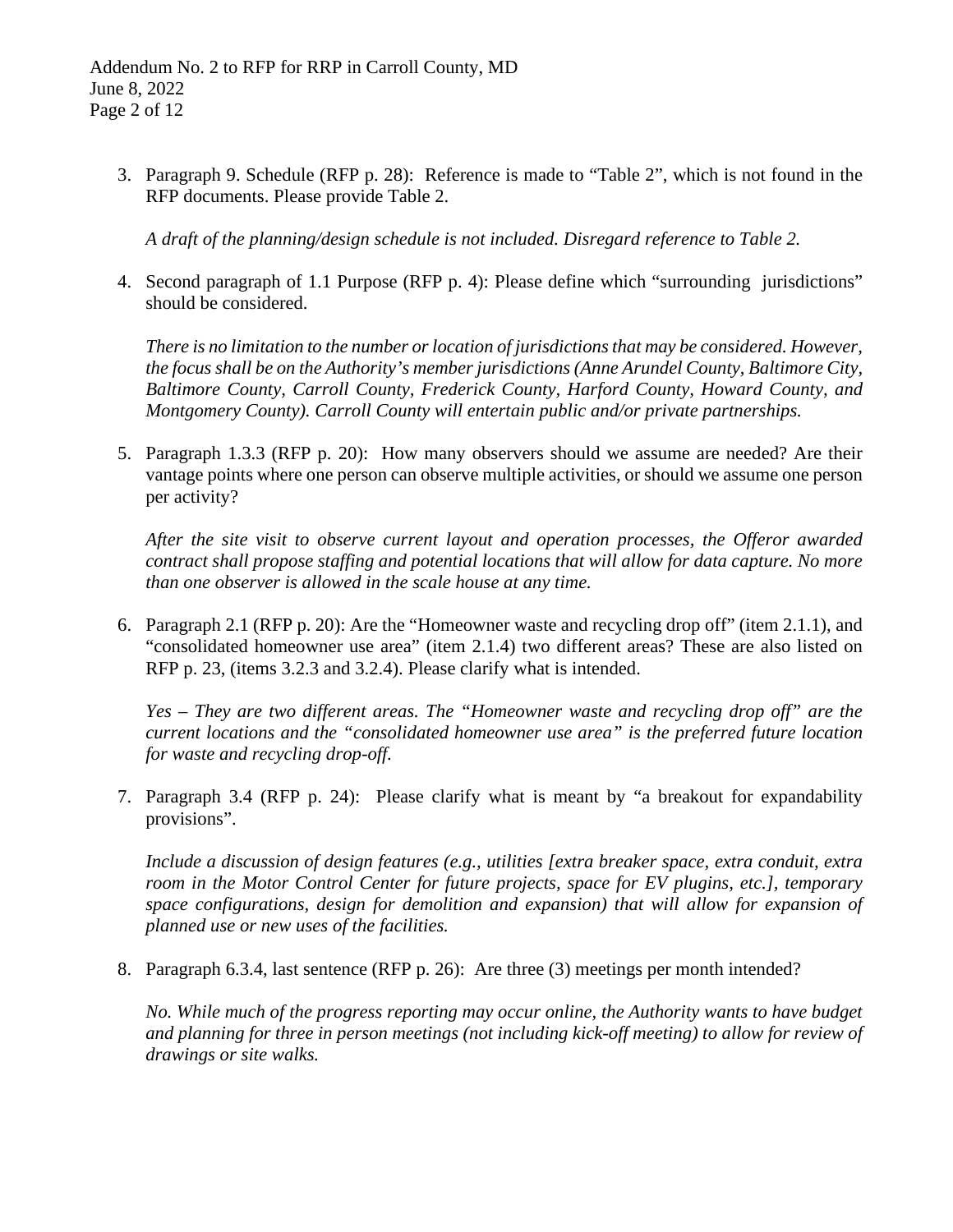3. Paragraph 9. Schedule (RFP p. 28): Reference is made to "Table 2", which is not found in the RFP documents. Please provide Table 2.

   *A draft of the planning/design schedule is not included. Disregard reference to Table 2.*

4. Second paragraph of 1.1 Purpose (RFP p. 4): Please define which "surrounding jurisdictions" should be considered.

   *There is no limitation to the number or location of jurisdictions that may be considered. However, the focus shall be on the Authority's member jurisdictions (Anne Arundel County, Baltimore City, Baltimore County, Carroll County, Frederick County, Harford County, Howard County, and Montgomery County). Carroll County will entertain public and/or private partnerships.*

5. Paragraph 1.3.3 (RFP p. 20): How many observers should we assume are needed? Are their vantage points where one person can observe multiple activities, or should we assume one person per activity?

   *After the site visit to observe current layout and operation processes, the Offeror awarded contract shall propose staffing and potential locations that will allow for data capture. No more than one observer is allowed in the scale house at any time.*

6. Paragraph 2.1 (RFP p. 20): Are the "Homeowner waste and recycling drop off" (item 2.1.1), and "consolidated homeowner use area" (item 2.1.4) two different areas? These are also listed on RFP p. 23, (items 3.2.3 and 3.2.4). Please clarify what is intended.

   *Yes – They are two different areas. The "Homeowner waste and recycling drop off" are the current locations and the "consolidated homeowner use area" is the preferred future location for waste and recycling drop-off.*

7. Paragraph 3.4 (RFP p. 24): Please clarify what is meant by "a breakout for expandability provisions".

   *Include a discussion of design features (e.g., utilities [extra breaker space, extra conduit, extra room in the Motor Control Center for future projects, space for EV plugins, etc.], temporary space configurations, design for demolition and expansion) that will allow for expansion of planned use or new uses of the facilities.*

8. Paragraph 6.3.4, last sentence (RFP p. 26): Are three (3) meetings per month intended?

   *No. While much of the progress reporting may occur online, the Authority wants to have budget and planning for three in person meetings (not including kick-off meeting) to allow for review of drawings or site walks.*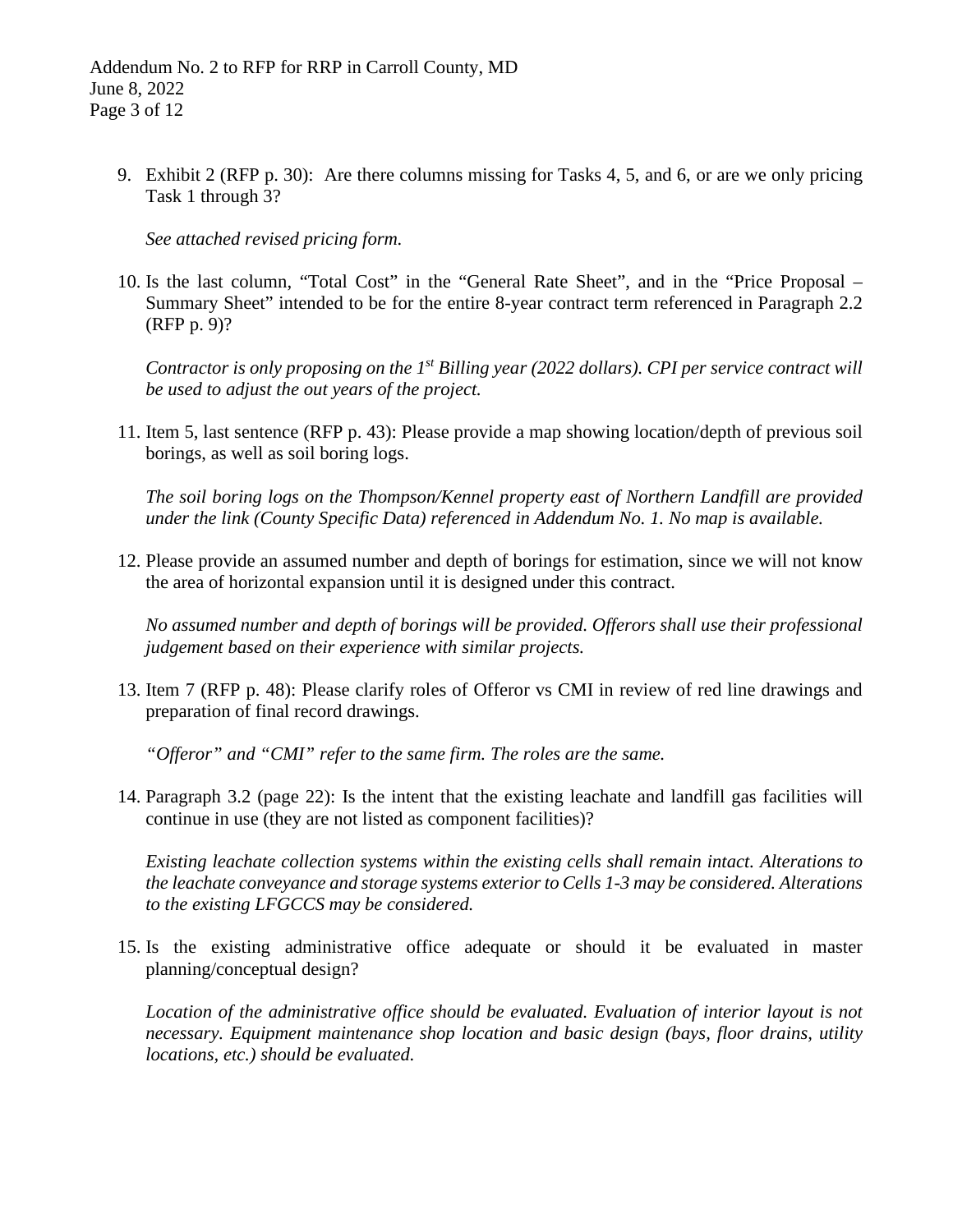9. Exhibit 2 (RFP p. 30): Are there columns missing for Tasks 4, 5, and 6, or are we only pricing Task 1 through 3?

   *See attached revised pricing form.*

10. Is the last column, "Total Cost" in the "General Rate Sheet", and in the "Price Proposal – Summary Sheet" intended to be for the entire 8-year contract term referenced in Paragraph 2.2 (RFP p. 9)?

    *Contractor is only proposing on the 1st Billing year (2022 dollars). CPI per service contract will be used to adjust the out years of the project.*

11. Item 5, last sentence (RFP p. 43): Please provide a map showing location/depth of previous soil borings, as well as soil boring logs.

    *The soil boring logs on the Thompson/Kennel property east of Northern Landfill are provided under the link (County Specific Data) referenced in Addendum No. 1. No map is available.*

12. Please provide an assumed number and depth of borings for estimation, since we will not know the area of horizontal expansion until it is designed under this contract.

    *No assumed number and depth of borings will be provided. Offerors shall use their professional judgement based on their experience with similar projects.*

13. Item 7 (RFP p. 48): Please clarify roles of Offeror vs CMI in review of red line drawings and preparation of final record drawings.

    *"Offeror" and "CMI" refer to the same firm. The roles are the same.*

14. Paragraph 3.2 (page 22): Is the intent that the existing leachate and landfill gas facilities will continue in use (they are not listed as component facilities)?

    *Existing leachate collection systems within the existing cells shall remain intact. Alterations to the leachate conveyance and storage systems exterior to Cells 1-3 may be considered. Alterations to the existing LFGCCS may be considered.*

15. Is the existing administrative office adequate or should it be evaluated in master planning/conceptual design?

    *Location of the administrative office should be evaluated. Evaluation of interior layout is not necessary. Equipment maintenance shop location and basic design (bays, floor drains, utility locations, etc.) should be evaluated.*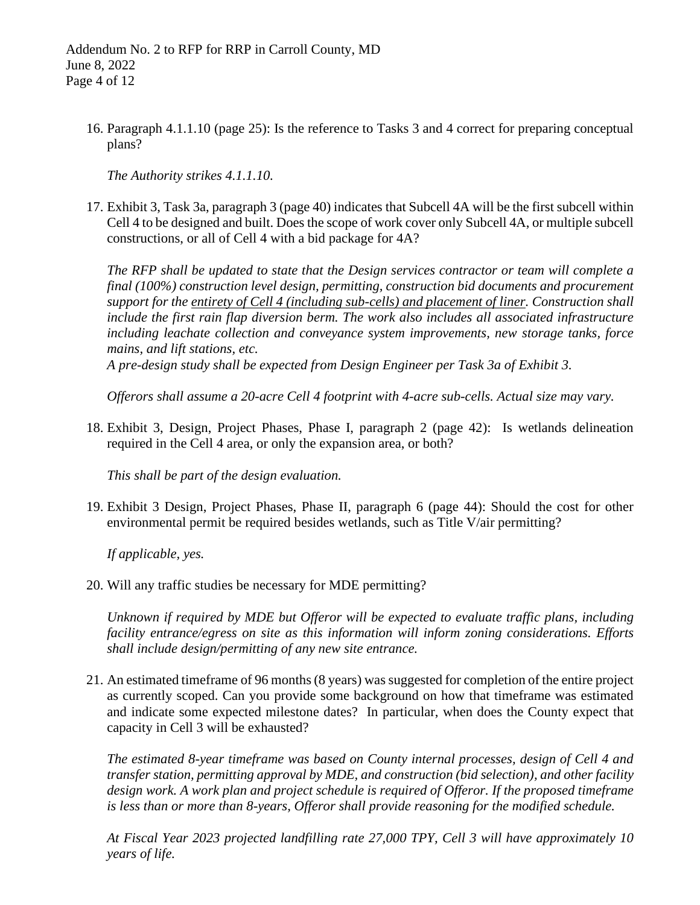16. Paragraph 4.1.1.10 (page 25): Is the reference to Tasks 3 and 4 correct for preparing conceptual plans?

    *The Authority strikes 4.1.1.10.*

17. Exhibit 3, Task 3a, paragraph 3 (page 40) indicates that Subcell 4A will be the first subcell within Cell 4 to be designed and built. Does the scope of work cover only Subcell 4A, or multiple subcell constructions, or all of Cell 4 with a bid package for 4A?

    *The RFP shall be updated to state that the Design services contractor or team will complete a final (100%) construction level design, permitting, construction bid documents and procurement support for the <u>entirety of Cell 4 (including sub-cells) and placement of liner</u>. Construction shall include the first rain flap diversion berm. The work also includes all associated infrastructure including leachate collection and conveyance system improvements, new storage tanks, force mains, and lift stations, etc.*
    *A pre-design study shall be expected from Design Engineer per Task 3a of Exhibit 3.*

    *Offerors shall assume a 20-acre Cell 4 footprint with 4-acre sub-cells. Actual size may vary.*

18. Exhibit 3, Design, Project Phases, Phase I, paragraph 2 (page 42): Is wetlands delineation required in the Cell 4 area, or only the expansion area, or both?

    *This shall be part of the design evaluation.*

19. Exhibit 3 Design, Project Phases, Phase II, paragraph 6 (page 44): Should the cost for other environmental permit be required besides wetlands, such as Title V/air permitting?

    *If applicable, yes.*

20. Will any traffic studies be necessary for MDE permitting?

    *Unknown if required by MDE but Offeror will be expected to evaluate traffic plans, including facility entrance/egress on site as this information will inform zoning considerations. Efforts shall include design/permitting of any new site entrance.*

21. An estimated timeframe of 96 months (8 years) was suggested for completion of the entire project as currently scoped. Can you provide some background on how that timeframe was estimated and indicate some expected milestone dates? In particular, when does the County expect that capacity in Cell 3 will be exhausted?

    *The estimated 8-year timeframe was based on County internal processes, design of Cell 4 and transfer station, permitting approval by MDE, and construction (bid selection), and other facility design work. A work plan and project schedule is required of Offeror. If the proposed timeframe is less than or more than 8-years, Offeror shall provide reasoning for the modified schedule.*

    *At Fiscal Year 2023 projected landfilling rate 27,000 TPY, Cell 3 will have approximately 10 years of life.*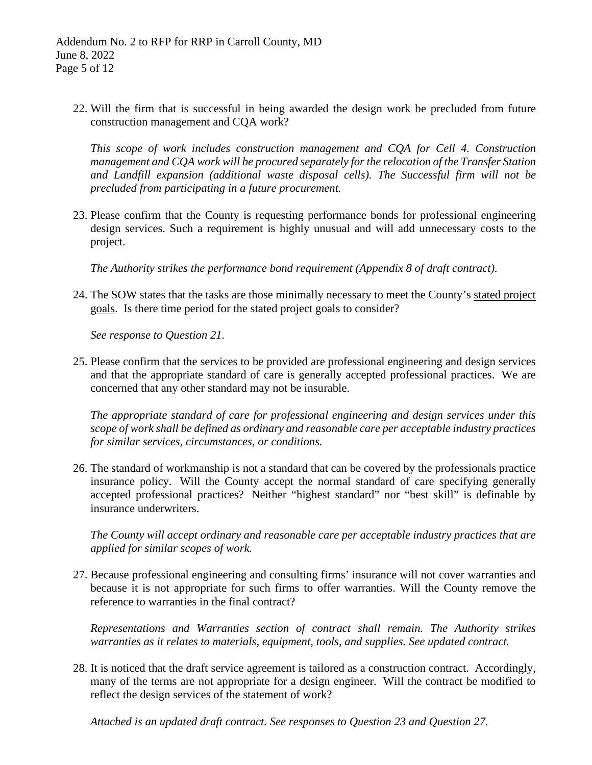22. Will the firm that is successful in being awarded the design work be precluded from future construction management and CQA work?

    *This scope of work includes construction management and CQA for Cell 4. Construction management and CQA work will be procured separately for the relocation of the Transfer Station and Landfill expansion (additional waste disposal cells). The Successful firm will not be precluded from participating in a future procurement.*

23. Please confirm that the County is requesting performance bonds for professional engineering design services. Such a requirement is highly unusual and will add unnecessary costs to the project.

    *The Authority strikes the performance bond requirement (Appendix 8 of draft contract).*

24. The SOW states that the tasks are those minimally necessary to meet the County's <u>stated project goals</u>. Is there time period for the stated project goals to consider?

    *See response to Question 21.*

25. Please confirm that the services to be provided are professional engineering and design services and that the appropriate standard of care is generally accepted professional practices. We are concerned that any other standard may not be insurable.

    *The appropriate standard of care for professional engineering and design services under this scope of work shall be defined as ordinary and reasonable care per acceptable industry practices for similar services, circumstances, or conditions.*

26. The standard of workmanship is not a standard that can be covered by the professionals practice insurance policy. Will the County accept the normal standard of care specifying generally accepted professional practices? Neither "highest standard" nor "best skill" is definable by insurance underwriters.

    *The County will accept ordinary and reasonable care per acceptable industry practices that are applied for similar scopes of work.*

27. Because professional engineering and consulting firms' insurance will not cover warranties and because it is not appropriate for such firms to offer warranties. Will the County remove the reference to warranties in the final contract?

    *Representations and Warranties section of contract shall remain. The Authority strikes warranties as it relates to materials, equipment, tools, and supplies. See updated contract.*

28. It is noticed that the draft service agreement is tailored as a construction contract. Accordingly, many of the terms are not appropriate for a design engineer. Will the contract be modified to reflect the design services of the statement of work?

    *Attached is an updated draft contract. See responses to Question 23 and Question 27.*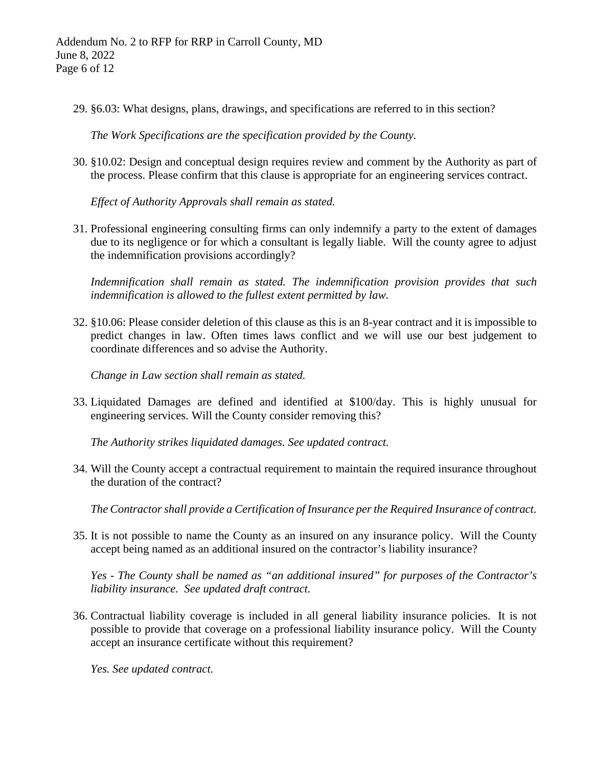29. §6.03: What designs, plans, drawings, and specifications are referred to in this section?

    *The Work Specifications are the specification provided by the County.*

30. §10.02: Design and conceptual design requires review and comment by the Authority as part of the process. Please confirm that this clause is appropriate for an engineering services contract.

    *Effect of Authority Approvals shall remain as stated.*

31. Professional engineering consulting firms can only indemnify a party to the extent of damages due to its negligence or for which a consultant is legally liable. Will the county agree to adjust the indemnification provisions accordingly?

    *Indemnification shall remain as stated. The indemnification provision provides that such indemnification is allowed to the fullest extent permitted by law.*

32. §10.06: Please consider deletion of this clause as this is an 8-year contract and it is impossible to predict changes in law. Often times laws conflict and we will use our best judgement to coordinate differences and so advise the Authority.

    *Change in Law section shall remain as stated.*

33. Liquidated Damages are defined and identified at $100/day. This is highly unusual for engineering services. Will the County consider removing this?

    *The Authority strikes liquidated damages. See updated contract.*

34. Will the County accept a contractual requirement to maintain the required insurance throughout the duration of the contract?

    *The Contractor shall provide a Certification of Insurance per the Required Insurance of contract.*

35. It is not possible to name the County as an insured on any insurance policy. Will the County accept being named as an additional insured on the contractor's liability insurance?

    *Yes - The County shall be named as "an additional insured" for purposes of the Contractor's liability insurance. See updated draft contract.*

36. Contractual liability coverage is included in all general liability insurance policies. It is not possible to provide that coverage on a professional liability insurance policy. Will the County accept an insurance certificate without this requirement?

    *Yes. See updated contract.*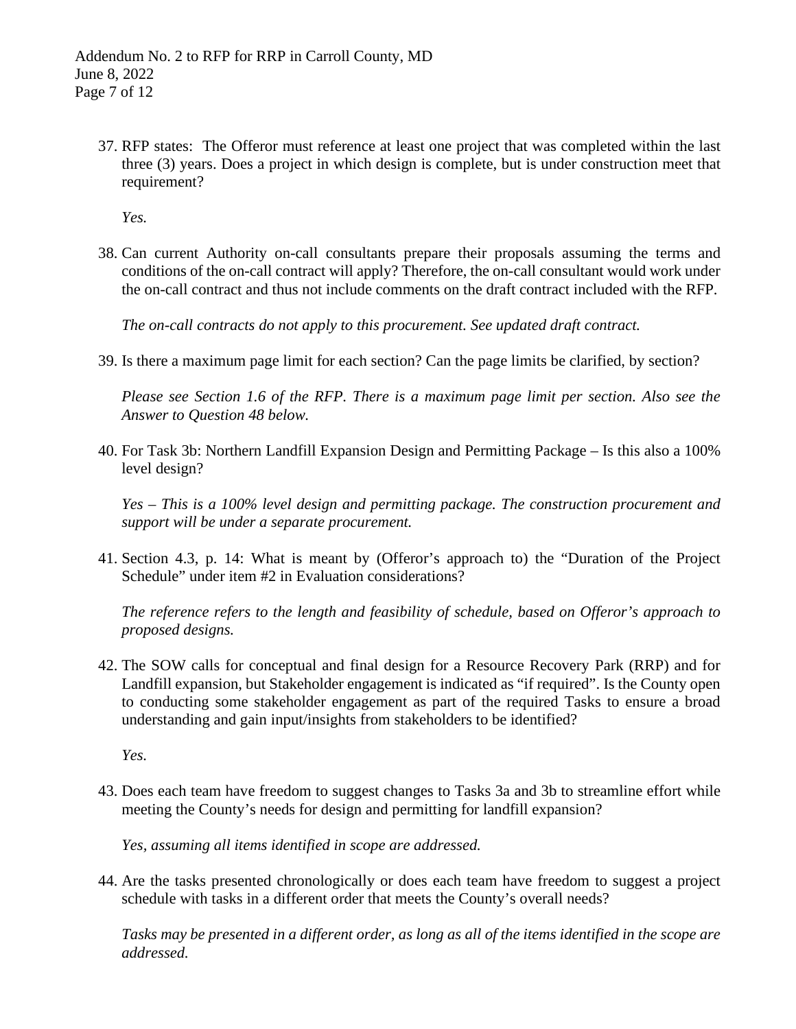37. RFP states: The Offeror must reference at least one project that was completed within the last three (3) years. Does a project in which design is complete, but is under construction meet that requirement?

    *Yes.*

38. Can current Authority on-call consultants prepare their proposals assuming the terms and conditions of the on-call contract will apply? Therefore, the on-call consultant would work under the on-call contract and thus not include comments on the draft contract included with the RFP.

    *The on-call contracts do not apply to this procurement. See updated draft contract.*

39. Is there a maximum page limit for each section? Can the page limits be clarified, by section?

    *Please see Section 1.6 of the RFP. There is a maximum page limit per section. Also see the Answer to Question 48 below.*

40. For Task 3b: Northern Landfill Expansion Design and Permitting Package – Is this also a 100% level design?

    *Yes – This is a 100% level design and permitting package. The construction procurement and support will be under a separate procurement.*

41. Section 4.3, p. 14: What is meant by (Offeror's approach to) the "Duration of the Project Schedule" under item #2 in Evaluation considerations?

    *The reference refers to the length and feasibility of schedule, based on Offeror's approach to proposed designs.*

42. The SOW calls for conceptual and final design for a Resource Recovery Park (RRP) and for Landfill expansion, but Stakeholder engagement is indicated as "if required". Is the County open to conducting some stakeholder engagement as part of the required Tasks to ensure a broad understanding and gain input/insights from stakeholders to be identified?

    *Yes.*

43. Does each team have freedom to suggest changes to Tasks 3a and 3b to streamline effort while meeting the County's needs for design and permitting for landfill expansion?

    *Yes, assuming all items identified in scope are addressed.*

44. Are the tasks presented chronologically or does each team have freedom to suggest a project schedule with tasks in a different order that meets the County's overall needs?

    *Tasks may be presented in a different order, as long as all of the items identified in the scope are addressed.*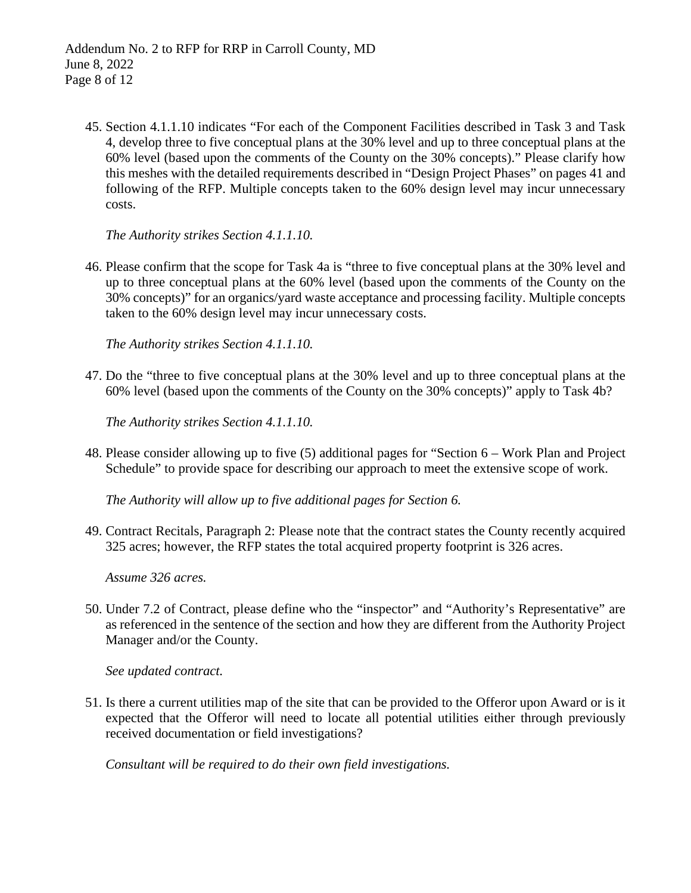45. Section 4.1.1.10 indicates "For each of the Component Facilities described in Task 3 and Task 4, develop three to five conceptual plans at the 30% level and up to three conceptual plans at the 60% level (based upon the comments of the County on the 30% concepts)." Please clarify how this meshes with the detailed requirements described in "Design Project Phases" on pages 41 and following of the RFP. Multiple concepts taken to the 60% design level may incur unnecessary costs.

    *The Authority strikes Section 4.1.1.10.*

46. Please confirm that the scope for Task 4a is "three to five conceptual plans at the 30% level and up to three conceptual plans at the 60% level (based upon the comments of the County on the 30% concepts)" for an organics/yard waste acceptance and processing facility. Multiple concepts taken to the 60% design level may incur unnecessary costs.

    *The Authority strikes Section 4.1.1.10.*

47. Do the "three to five conceptual plans at the 30% level and up to three conceptual plans at the 60% level (based upon the comments of the County on the 30% concepts)" apply to Task 4b?

    *The Authority strikes Section 4.1.1.10.*

48. Please consider allowing up to five (5) additional pages for "Section 6 – Work Plan and Project Schedule" to provide space for describing our approach to meet the extensive scope of work.

    *The Authority will allow up to five additional pages for Section 6.*

49. Contract Recitals, Paragraph 2: Please note that the contract states the County recently acquired 325 acres; however, the RFP states the total acquired property footprint is 326 acres.

    *Assume 326 acres.*

50. Under 7.2 of Contract, please define who the "inspector" and "Authority's Representative" are as referenced in the sentence of the section and how they are different from the Authority Project Manager and/or the County.

    *See updated contract.*

51. Is there a current utilities map of the site that can be provided to the Offeror upon Award or is it expected that the Offeror will need to locate all potential utilities either through previously received documentation or field investigations?

    *Consultant will be required to do their own field investigations.*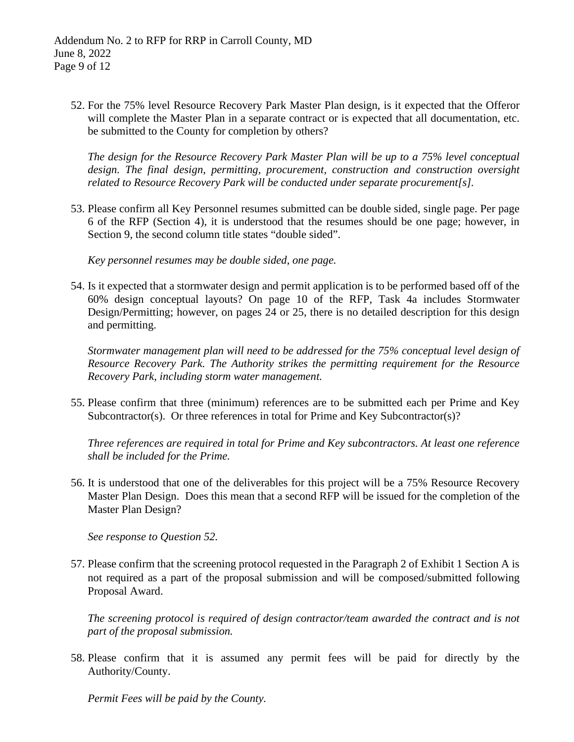52. For the 75% level Resource Recovery Park Master Plan design, is it expected that the Offeror will complete the Master Plan in a separate contract or is expected that all documentation, etc. be submitted to the County for completion by others?

    *The design for the Resource Recovery Park Master Plan will be up to a 75% level conceptual design. The final design, permitting, procurement, construction and construction oversight related to Resource Recovery Park will be conducted under separate procurement[s].*

53. Please confirm all Key Personnel resumes submitted can be double sided, single page. Per page 6 of the RFP (Section 4), it is understood that the resumes should be one page; however, in Section 9, the second column title states "double sided".

    *Key personnel resumes may be double sided, one page.*

54. Is it expected that a stormwater design and permit application is to be performed based off of the 60% design conceptual layouts? On page 10 of the RFP, Task 4a includes Stormwater Design/Permitting; however, on pages 24 or 25, there is no detailed description for this design and permitting.

    *Stormwater management plan will need to be addressed for the 75% conceptual level design of Resource Recovery Park. The Authority strikes the permitting requirement for the Resource Recovery Park, including storm water management.*

55. Please confirm that three (minimum) references are to be submitted each per Prime and Key Subcontractor(s). Or three references in total for Prime and Key Subcontractor(s)?

    *Three references are required in total for Prime and Key subcontractors. At least one reference shall be included for the Prime.*

56. It is understood that one of the deliverables for this project will be a 75% Resource Recovery Master Plan Design. Does this mean that a second RFP will be issued for the completion of the Master Plan Design?

    *See response to Question 52.*

57. Please confirm that the screening protocol requested in the Paragraph 2 of Exhibit 1 Section A is not required as a part of the proposal submission and will be composed/submitted following Proposal Award.

    *The screening protocol is required of design contractor/team awarded the contract and is not part of the proposal submission.*

58. Please confirm that it is assumed any permit fees will be paid for directly by the Authority/County.

    *Permit Fees will be paid by the County.*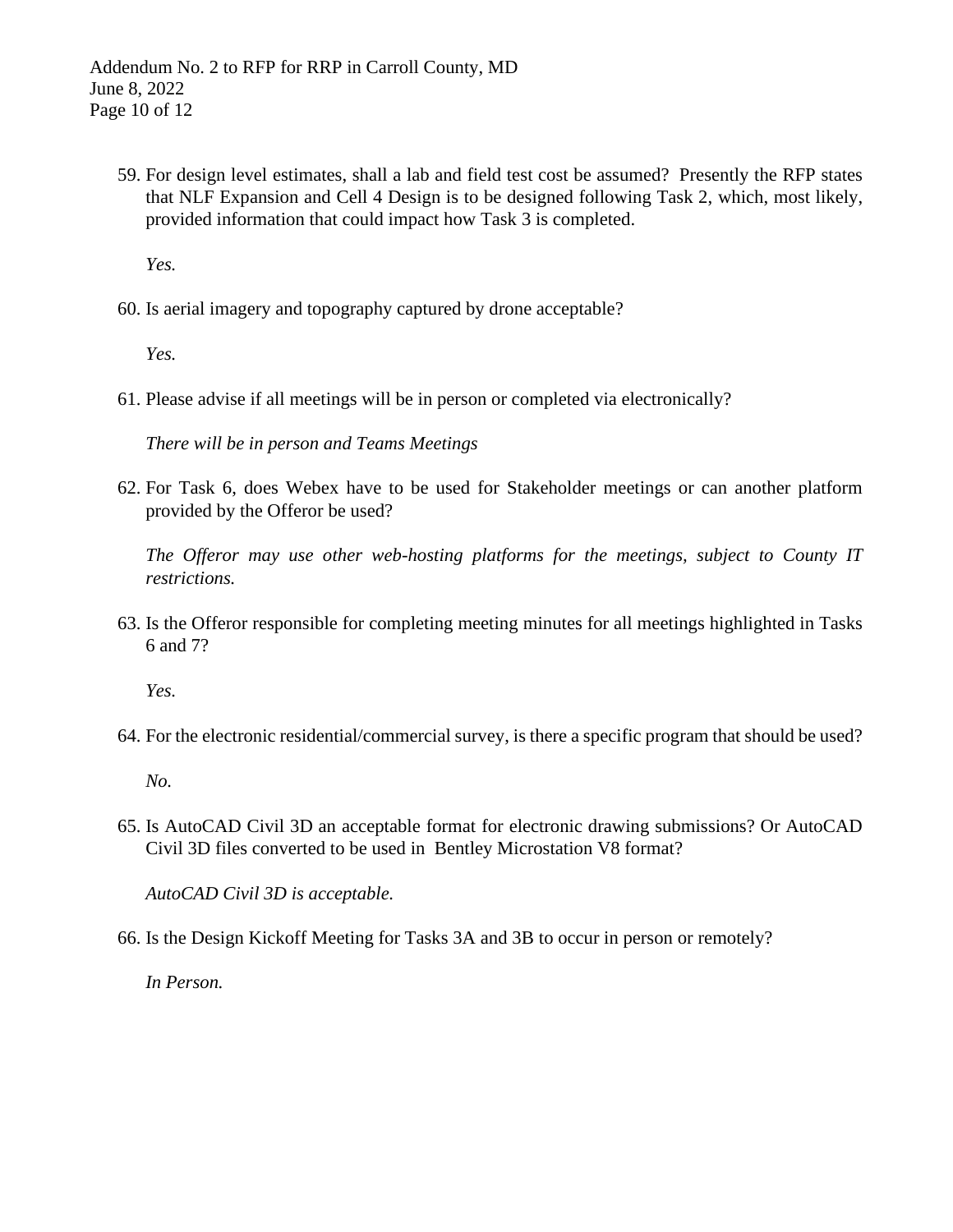59. For design level estimates, shall a lab and field test cost be assumed? Presently the RFP states that NLF Expansion and Cell 4 Design is to be designed following Task 2, which, most likely, provided information that could impact how Task 3 is completed.

    *Yes.*

60. Is aerial imagery and topography captured by drone acceptable?

    *Yes.*

61. Please advise if all meetings will be in person or completed via electronically?

    *There will be in person and Teams Meetings*

62. For Task 6, does Webex have to be used for Stakeholder meetings or can another platform provided by the Offeror be used?

    *The Offeror may use other web-hosting platforms for the meetings, subject to County IT restrictions.*

63. Is the Offeror responsible for completing meeting minutes for all meetings highlighted in Tasks 6 and 7?

    *Yes.*

64. For the electronic residential/commercial survey, is there a specific program that should be used?

    *No.*

65. Is AutoCAD Civil 3D an acceptable format for electronic drawing submissions? Or AutoCAD Civil 3D files converted to be used in Bentley Microstation V8 format?

    *AutoCAD Civil 3D is acceptable.*

66. Is the Design Kickoff Meeting for Tasks 3A and 3B to occur in person or remotely?

    *In Person.*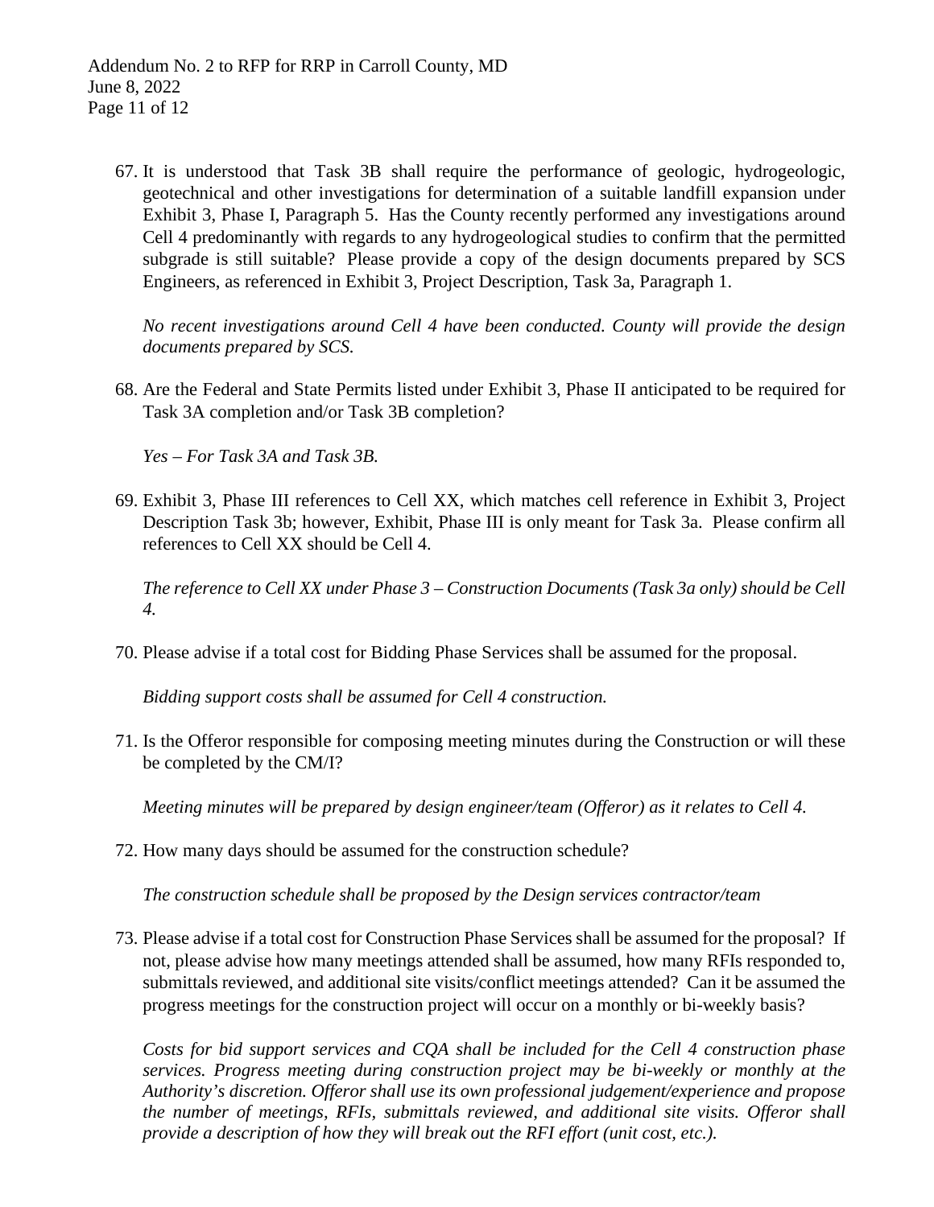67. It is understood that Task 3B shall require the performance of geologic, hydrogeologic, geotechnical and other investigations for determination of a suitable landfill expansion under Exhibit 3, Phase I, Paragraph 5. Has the County recently performed any investigations around Cell 4 predominantly with regards to any hydrogeological studies to confirm that the permitted subgrade is still suitable? Please provide a copy of the design documents prepared by SCS Engineers, as referenced in Exhibit 3, Project Description, Task 3a, Paragraph 1.

   *No recent investigations around Cell 4 have been conducted. County will provide the design documents prepared by SCS.*

68. Are the Federal and State Permits listed under Exhibit 3, Phase II anticipated to be required for Task 3A completion and/or Task 3B completion?

   *Yes – For Task 3A and Task 3B.*

69. Exhibit 3, Phase III references to Cell XX, which matches cell reference in Exhibit 3, Project Description Task 3b; however, Exhibit, Phase III is only meant for Task 3a. Please confirm all references to Cell XX should be Cell 4.

   *The reference to Cell XX under Phase 3 – Construction Documents (Task 3a only) should be Cell 4.*

70. Please advise if a total cost for Bidding Phase Services shall be assumed for the proposal.

   *Bidding support costs shall be assumed for Cell 4 construction.*

71. Is the Offeror responsible for composing meeting minutes during the Construction or will these be completed by the CM/I?

   *Meeting minutes will be prepared by design engineer/team (Offeror) as it relates to Cell 4.*

72. How many days should be assumed for the construction schedule?

   *The construction schedule shall be proposed by the Design services contractor/team*

73. Please advise if a total cost for Construction Phase Services shall be assumed for the proposal? If not, please advise how many meetings attended shall be assumed, how many RFIs responded to, submittals reviewed, and additional site visits/conflict meetings attended? Can it be assumed the progress meetings for the construction project will occur on a monthly or bi-weekly basis?

   *Costs for bid support services and CQA shall be included for the Cell 4 construction phase services. Progress meeting during construction project may be bi-weekly or monthly at the Authority's discretion. Offeror shall use its own professional judgement/experience and propose the number of meetings, RFIs, submittals reviewed, and additional site visits. Offeror shall provide a description of how they will break out the RFI effort (unit cost, etc.).*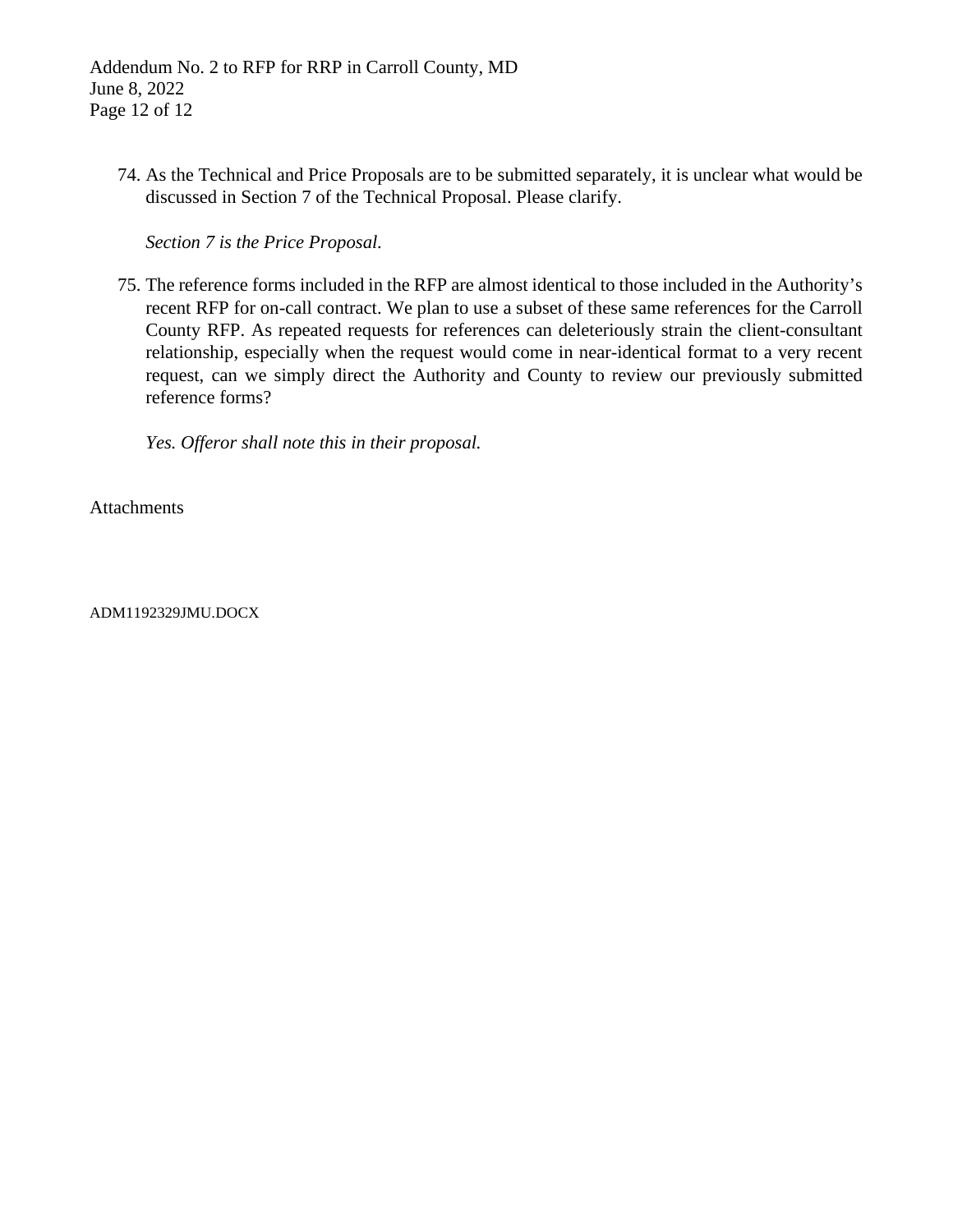74. As the Technical and Price Proposals are to be submitted separately, it is unclear what would be discussed in Section 7 of the Technical Proposal. Please clarify.

    *Section 7 is the Price Proposal.*

75. The reference forms included in the RFP are almost identical to those included in the Authority's recent RFP for on-call contract. We plan to use a subset of these same references for the Carroll County RFP. As repeated requests for references can deleteriously strain the client-consultant relationship, especially when the request would come in near-identical format to a very recent request, can we simply direct the Authority and County to review our previously submitted reference forms?

    *Yes. Offeror shall note this in their proposal.*

Attachments

ADM1192329JMU.DOCX